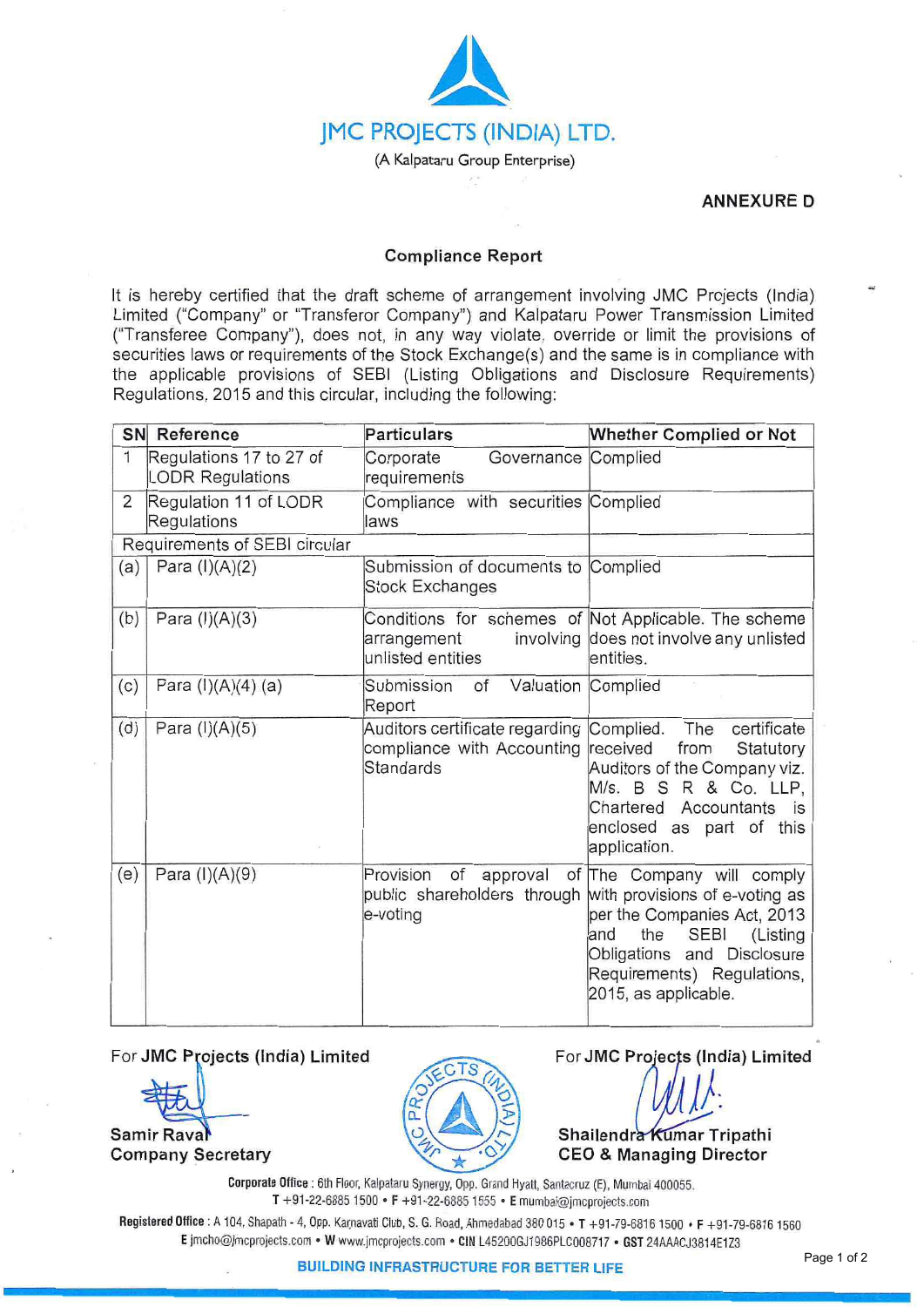# JMC PROJECTS (INDIA) LTD.

(A Kalpataru Group Enterprise)

**ANNEXURE D**

**Compliance Report**

It is hereby certified that the draft scheme of arrangement involving JMC Projects (India) Limited ("Company" or "Transferor Company") and Kalpataru Power Transmission Limited ("Transferee Company"), does not, in any way violate, override or limit the provisions of securities laws or requirements of the Stock Exchange(s) and the same is in compliance with the applicable provisions of SEBI (Listing Obligations and Disclosure Requirements) Regulations, 2015 and this circular, including the following:

| SN | Reference | Particulars | Whether Complied or Not |
|---|---|---|---|
| 1 | Regulations 17 to 27 of LODR Regulations | Corporate Governance requirements | Complied |
| 2 | Regulation 11 of LODR Regulations | Compliance with securities laws | Complied |
| Requirements of SEBI circular | | | |
| (a) | Para (I)(A)(2) | Submission of documents to Stock Exchanges | Complied |
| (b) | Para (I)(A)(3) | Conditions for schemes of arrangement involving unlisted entities | Not Applicable. The scheme does not involve any unlisted entities. |
| (c) | Para (I)(A)(4) (a) | Submission of Valuation Report | Complied |
| (d) | Para (I)(A)(5) | Auditors certificate regarding compliance with Accounting Standards | Complied. The certificate received from Statutory Auditors of the Company viz. M/s. B S R & Co. LLP, Chartered Accountants is enclosed as part of this application. |
| (e) | Para (I)(A)(9) | Provision of approval of public shareholders through e-voting | The Company will comply with provisions of e-voting as per the Companies Act, 2013 and the SEBI (Listing Obligations and Disclosure Requirements) Regulations, 2015, as applicable. |

For **JMC Projects (India) Limited**

**Samir Raval**
**Company Secretary**

For **JMC Projects (India) Limited**

**Shailendra Kumar Tripathi**
**CEO & Managing Director**

**Corporate Office** : 6th Floor, Kalpataru Synergy, Opp. Grand Hyatt, Santacruz (E), Mumbai 400055.
T +91-22-6885 1500 • F +91-22-6885 1555 • E mumbai@jmcprojects.com

**Registered Office** : A 104, Shapath - 4, Opp. Karnavati Club, S. G. Road, Ahmedabad 380 015 • T +91-79-6816 1500 • F +91-79-6816 1560
E jmcho@jmcprojects.com • W www.jmcprojects.com • **CIN** L45200GJ1986PLC008717 • **GST** 24AAACJ3814E1Z3

**BUILDING INFRASTRUCTURE FOR BETTER LIFE**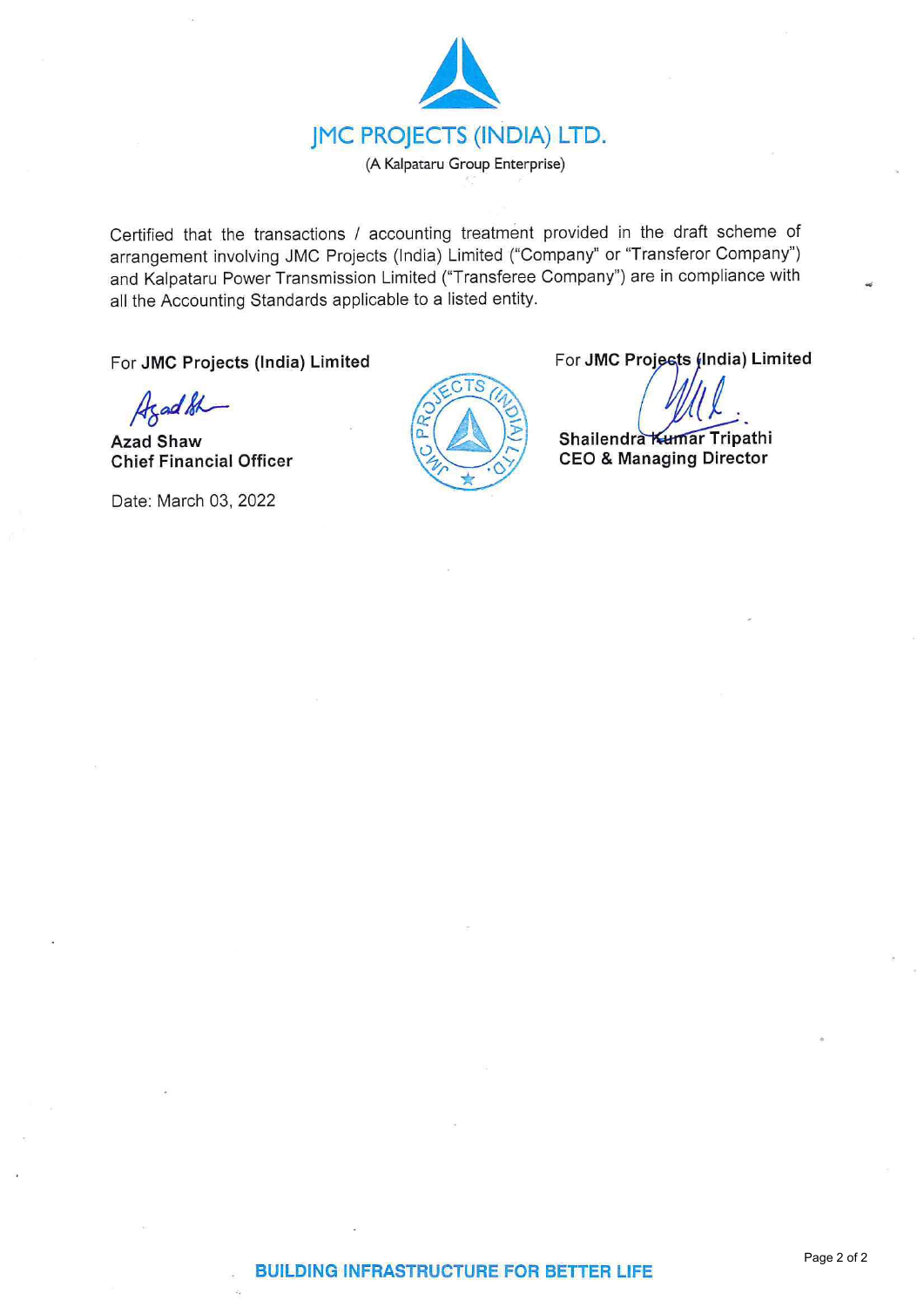# JMC PROJECTS (INDIA) LTD.

(A Kalpataru Group Enterprise)

Certified that the transactions / accounting treatment provided in the draft scheme of arrangement involving JMC Projects (India) Limited ("Company" or "Transferor Company") and Kalpataru Power Transmission Limited ("Transferee Company") are in compliance with all the Accounting Standards applicable to a listed entity.

For **JMC Projects (India) Limited**

**Azad Shaw**
**Chief Financial Officer**

Date: March 03, 2022

For **JMC Projects (India) Limited**

**Shailendra Kumar Tripathi**
**CEO & Managing Director**

**BUILDING INFRASTRUCTURE FOR BETTER LIFE**